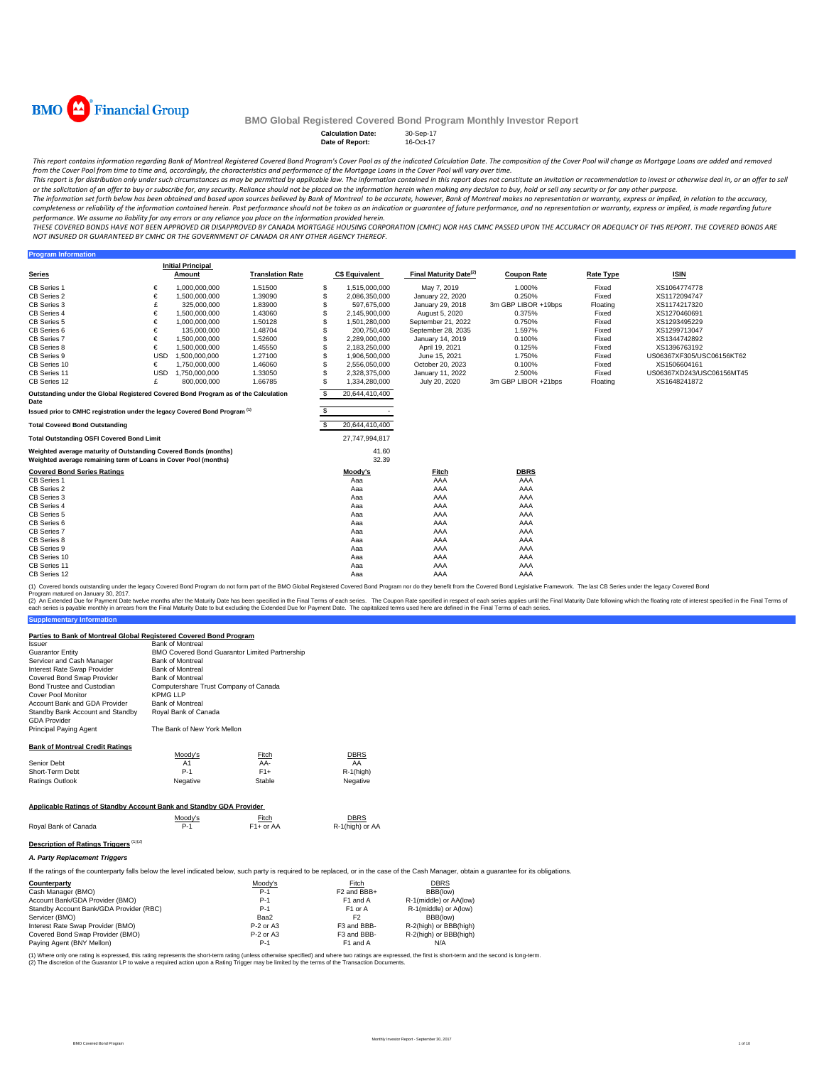BMO Financial Group

# BMO Global Registered Covered Bond Program Monthly Investor Report

**Calculation Date:** 30-Sep-17
**Date of Report:** 16-Oct-17

*This report contains information regarding Bank of Montreal Registered Covered Bond Program's Cover Pool as of the indicated Calculation Date. The composition of the Cover Pool will change as Mortgage Loans are added and removed from the Cover Pool from time to time and, accordingly, the characteristics and performance of the Mortgage Loans in the Cover Pool will vary over time.*

*This report is for distribution only under such circumstances as may be permitted by applicable law. The information contained in this report does not constitute an invitation or recommendation to invest or otherwise deal in, or an offer to sell or the solicitation of an offer to buy or subscribe for, any security. Reliance should not be placed on the information herein when making any decision to buy, hold or sell any security or for any other purpose.*

*The information set forth below has been obtained and based upon sources believed by Bank of Montreal to be accurate, however, Bank of Montreal makes no representation or warranty, express or implied, in relation to the accuracy, completeness or reliability of the information contained herein. Past performance should not be taken as an indication or guarantee of future performance, and no representation or warranty, express or implied, is made regarding future performance. We assume no liability for any errors or any reliance you place on the information provided herein.*

*THESE COVERED BONDS HAVE NOT BEEN APPROVED OR DISAPPROVED BY CANADA MORTGAGE HOUSING CORPORATION (CMHC) NOR HAS CMHC PASSED UPON THE ACCURACY OR ADEQUACY OF THIS REPORT. THE COVERED BONDS ARE NOT INSURED OR GUARANTEED BY CMHC OR THE GOVERNMENT OF CANADA OR ANY OTHER AGENCY THEREOF.*

## Program Information

| Series | | Initial Principal Amount | Translation Rate | | C$ Equivalent | Final Maturity Date[2] | Coupon Rate | Rate Type | ISIN |
|---|---|---|---|---|---|---|---|---|---|
| CB Series 1 | € | 1,000,000,000 | 1.51500 | $ | 1,515,000,000 | May 7, 2019 | 1.000% | Fixed | XS1064774778 |
| CB Series 2 | € | 1,500,000,000 | 1.39090 | $ | 2,086,350,000 | January 22, 2020 | 0.250% | Fixed | XS1172094747 |
| CB Series 3 | £ | 325,000,000 | 1.83900 | $ | 597,675,000 | January 29, 2018 | 3m GBP LIBOR +19bps | Floating | XS1174217320 |
| CB Series 4 | € | 1,500,000,000 | 1.43060 | $ | 2,145,900,000 | August 5, 2020 | 0.375% | Fixed | XS1270460691 |
| CB Series 5 | € | 1,000,000,000 | 1.50128 | $ | 1,501,280,000 | September 21, 2022 | 0.750% | Fixed | XS1293495229 |
| CB Series 6 | € | 135,000,000 | 1.48704 | $ | 200,750,400 | September 28, 2035 | 1.597% | Fixed | XS1299713047 |
| CB Series 7 | € | 1,500,000,000 | 1.52600 | $ | 2,289,000,000 | January 14, 2019 | 0.100% | Fixed | XS1344742892 |
| CB Series 8 | € | 1,500,000,000 | 1.45550 | $ | 2,183,250,000 | April 19, 2021 | 0.125% | Fixed | XS1396763192 |
| CB Series 9 | USD | 1,500,000,000 | 1.27100 | $ | 1,906,500,000 | June 15, 2021 | 1.750% | Fixed | US06367XF305/USC06156KT62 |
| CB Series 10 | € | 1,750,000,000 | 1.46060 | $ | 2,556,050,000 | October 20, 2023 | 0.100% | Fixed | XS1506604161 |
| CB Series 11 | USD | 1,750,000,000 | 1.33050 | $ | 2,328,375,000 | January 11, 2022 | 2.500% | Fixed | US06367XD243/USC06156MT45 |
| CB Series 12 | £ | 800,000,000 | 1.66785 | $ | 1,334,280,000 | July 20, 2020 | 3m GBP LIBOR +21bps | Floating | XS1648241872 |

| | | |
|---|---|---|
| Outstanding under the Global Registered Covered Bond Program as of the Calculation Date | $ | 20,644,410,400 |
| Issued prior to CMHC registration under the legacy Covered Bond Program[1] | $ | - |
| **Total Covered Bond Outstanding** | $ | 20,644,410,400 |
| **Total Outstanding OSFI Covered Bond Limit** | | 27,747,994,817 |
| **Weighted average maturity of Outstanding Covered Bonds (months)** | | 41.60 |
| **Weighted average remaining term of Loans in Cover Pool (months)** | | 32.39 |

| Covered Bond Series Ratings | Moody's | Fitch | DBRS |
|---|---|---|---|
| CB Series 1 | Aaa | AAA | AAA |
| CB Series 2 | Aaa | AAA | AAA |
| CB Series 3 | Aaa | AAA | AAA |
| CB Series 4 | Aaa | AAA | AAA |
| CB Series 5 | Aaa | AAA | AAA |
| CB Series 6 | Aaa | AAA | AAA |
| CB Series 7 | Aaa | AAA | AAA |
| CB Series 8 | Aaa | AAA | AAA |
| CB Series 9 | Aaa | AAA | AAA |
| CB Series 10 | Aaa | AAA | AAA |
| CB Series 11 | Aaa | AAA | AAA |
| CB Series 12 | Aaa | AAA | AAA |

(1) Covered bonds outstanding under the legacy Covered Bond Program do not form part of the BMO Global Registered Covered Bond Program nor do they benefit from the Covered Bond Legislative Framework. The last CB Series under the legacy Covered Bond Program matured on January 30, 2017.
(2) An Extended Due for Payment Date twelve months after the Maturity Date has been specified in the Final Terms of each series. The Coupon Rate specified in respect of each series applies until the Final Maturity Date following which the floating rate of interest specified in the Final Terms of each series is payable monthly in arrears from the Final Maturity Date to but excluding the Extended Due for Payment Date. The capitalized terms used here are defined in the Final Terms of each series.

## Supplementary Information

**Parties to Bank of Montreal Global Registered Covered Bond Program**

| | |
|---|---|
| Issuer | Bank of Montreal |
| Guarantor Entity | BMO Covered Bond Guarantor Limited Partnership |
| Servicer and Cash Manager | Bank of Montreal |
| Interest Rate Swap Provider | Bank of Montreal |
| Covered Bond Swap Provider | Bank of Montreal |
| Bond Trustee and Custodian | Computershare Trust Company of Canada |
| Cover Pool Monitor | KPMG LLP |
| Account Bank and GDA Provider | Bank of Montreal |
| Standby Bank Account and Standby GDA Provider | Royal Bank of Canada |
| Principal Paying Agent | The Bank of New York Mellon |

**Bank of Montreal Credit Ratings**

| | Moody's | Fitch | DBRS |
|---|---|---|---|
| Senior Debt | A1 | AA- | AA |
| Short-Term Debt | P-1 | F1+ | R-1(high) |
| Ratings Outlook | Negative | Stable | Negative |

**Applicable Ratings of Standby Account Bank and Standby GDA Provider**

| | Moody's | Fitch | DBRS |
|---|---|---|---|
| Royal Bank of Canada | P-1 | F1+ or AA | R-1(high) or AA |

**Description of Ratings Triggers** [1][2]

***A. Party Replacement Triggers***

If the ratings of the counterparty falls below the level indicated below, such party is required to be replaced, or in the case of the Cash Manager, obtain a guarantee for its obligations.

| Counterparty | Moody's | Fitch | DBRS |
|---|---|---|---|
| Cash Manager (BMO) | P-1 | F2 and BBB+ | BBB(low) |
| Account Bank/GDA Provider (BMO) | P-1 | F1 and A | R-1(middle) or AA(low) |
| Standby Account Bank/GDA Provider (RBC) | P-1 | F1 or A | R-1(middle) or A(low) |
| Servicer (BMO) | Baa2 | F2 | BBB(low) |
| Interest Rate Swap Provider (BMO) | P-2 or A3 | F3 and BBB- | R-2(high) or BBB(high) |
| Covered Bond Swap Provider (BMO) | P-2 or A3 | F3 and BBB- | R-2(high) or BBB(high) |
| Paying Agent (BNY Mellon) | P-1 | F1 and A | N/A |

(1) Where only one rating is expressed, this rating represents the short-term rating (unless otherwise specified) and where two ratings are expressed, the first is short-term and the second is long-term.
(2) The discretion of the Guarantor LP to waive a required action upon a Rating Trigger may be limited by the terms of the Transaction Documents.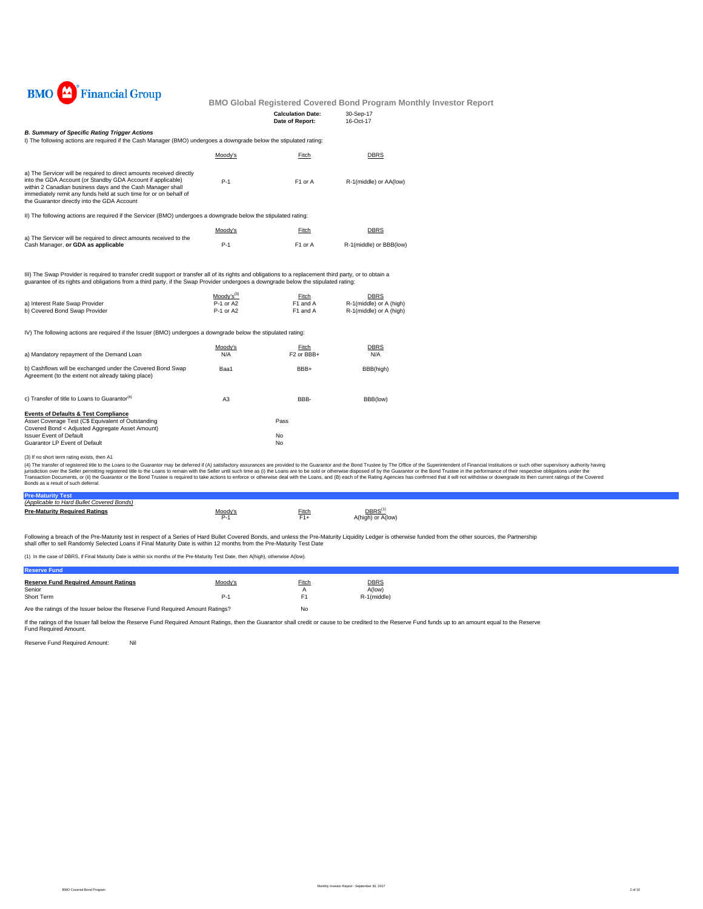# BMO Global Registered Covered Bond Program Monthly Investor Report

**Calculation Date:** 30-Sep-17
**Date of Report:** 16-Oct-17

***B. Summary of Specific Rating Trigger Actions***

I) The following actions are required if the Cash Manager (BMO) undergoes a downgrade below the stipulated rating:

| | Moody's | Fitch | DBRS |
|---|---|---|---|
| a) The Servicer will be required to direct amounts received directly into the GDA Account (or Standby GDA Account if applicable) within 2 Canadian business days and the Cash Manager shall immediately remit any funds held at such time for or on behalf of the Guarantor directly into the GDA Account | P-1 | F1 or A | R-1(middle) or AA(low) |

II) The following actions are required if the Servicer (BMO) undergoes a downgrade below the stipulated rating:

| | Moody's | Fitch | DBRS |
|---|---|---|---|
| a) The Servicer will be required to direct amounts received to the Cash Manager, **or GDA as applicable** | P-1 | F1 or A | R-1(middle) or BBB(low) |

III) The Swap Provider is required to transfer credit support or transfer all of its rights and obligations to a replacement third party, or to obtain a guarantee of its rights and obligations from a third party, if the Swap Provider undergoes a downgrade below the stipulated rating:

| | Moody's[3] | Fitch | DBRS |
|---|---|---|---|
| a) Interest Rate Swap Provider | P-1 or A2 | F1 and A | R-1(middle) or A (high) |
| b) Covered Bond Swap Provider | P-1 or A2 | F1 and A | R-1(middle) or A (high) |

IV) The following actions are required if the Issuer (BMO) undergoes a downgrade below the stipulated rating:

| | Moody's | Fitch | DBRS |
|---|---|---|---|
| a) Mandatory repayment of the Demand Loan | N/A | F2 or BBB+ | N/A |
| b) Cashflows will be exchanged under the Covered Bond Swap Agreement (to the extent not already taking place) | Baa1 | BBB+ | BBB(high) |
| c) Transfer of title to Loans to Guarantor[4] | A3 | BBB- | BBB(low) |

**Events of Defaults & Test Compliance**

| | |
|---|---|
| Asset Coverage Test (C$ Equivalent of Outstanding Covered Bond < Adjusted Aggregate Asset Amount) | Pass |
| Issuer Event of Default | No |
| Guarantor LP Event of Default | No |

(3) If no short term rating exists, then A1

(4) The transfer of registered title to the Loans to the Guarantor may be deferred if (A) satisfactory assurances are provided to the Guarantor and the Bond Trustee by The Office of the Superintendent of Financial Institutions or such other supervisory authority having jurisdiction over the Seller permitting registered title to the Loans to remain with the Seller until such time as (i) the Loans are to be sold or otherwise disposed of by the Guarantor or the Bond Trustee in the performance of their respective obligations under the Transaction Documents, or (ii) the Guarantor or the Bond Trustee is required to take actions to enforce or otherwise deal with the Loans, and (B) each of the Rating Agencies has confirmed that it will not withdraw or downgrade its then current ratings of the Covered Bonds as a result of such deferral.

## Pre-Maturity Test

*(Applicable to Hard Bullet Covered Bonds)*

| Pre-Maturity Required Ratings | Moody's | Fitch | DBRS[1] |
|---|---|---|---|
| | P-1 | F1+ | A(high) or A(low) |

Following a breach of the Pre-Maturity test in respect of a Series of Hard Bullet Covered Bonds, and unless the Pre-Maturity Liquidity Ledger is otherwise funded from the other sources, the Partnership shall offer to sell Randomly Selected Loans if Final Maturity Date is within 12 months from the Pre-Maturity Test Date

(1) In the case of DBRS, if Final Maturity Date is within six months of the Pre-Maturity Test Date, then A(high), otherwise A(low).

## Reserve Fund

| Reserve Fund Required Amount Ratings | Moody's | Fitch | DBRS |
|---|---|---|---|
| Senior | | A | A(low) |
| Short Term | P-1 | F1 | R-1(middle) |

Are the ratings of the Issuer below the Reserve Fund Required Amount Ratings? No

If the ratings of the Issuer fall below the Reserve Fund Required Amount Ratings, then the Guarantor shall credit or cause to be credited to the Reserve Fund funds up to an amount equal to the Reserve Fund Required Amount.

Reserve Fund Required Amount: Nil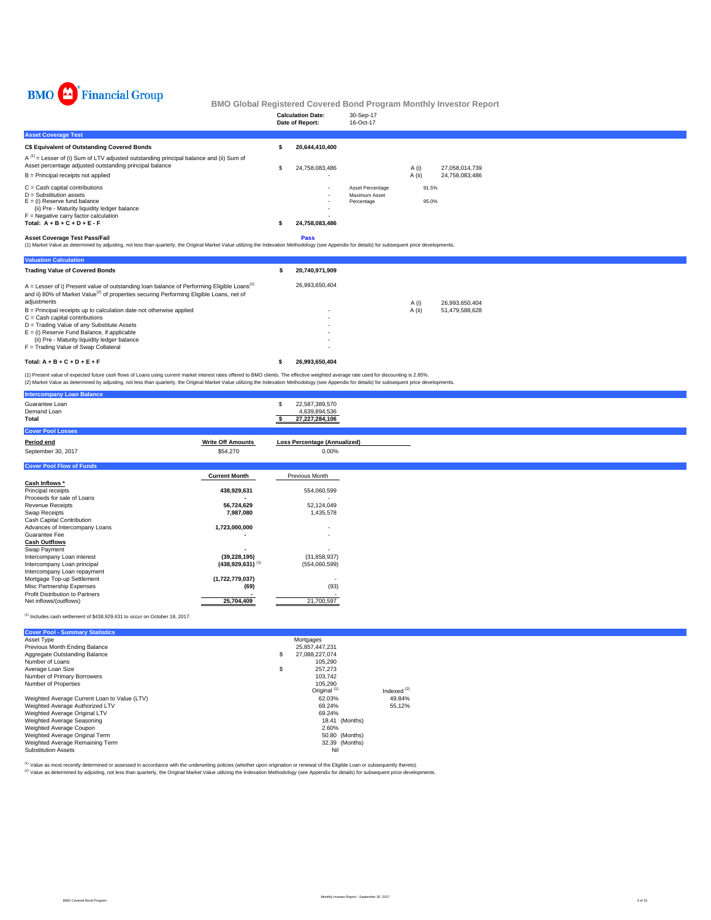BMO Financial Group

# BMO Global Registered Covered Bond Program Monthly Investor Report

| | |
|---|---|
| **Calculation Date:** | 30-Sep-17 |
| **Date of Report:** | 16-Oct-17 |

## Asset Coverage Test

| | | | | | |
|---|---|---|---|---|---|
| **C$ Equivalent of Outstanding Covered Bonds** | **$** | **20,644,410,400** | | | |
| A [1] = Lesser of (i) Sum of LTV adjusted outstanding principal balance and (ii) Sum of Asset percentage adjusted outstanding principal balance | $ | 24,758,083,486 | | A (i) | 27,058,014,739 |
| B = Principal receipts not applied | | - | | A (ii) | 24,758,083,486 |
| C = Cash capital contributions | | - | Asset Percentage | 91.5% | |
| D = Substitution assets | | - | Maximum Asset Percentage | 95.0% | |
| E = (i) Reserve fund balance | | - | | | |
| (ii) Pre - Maturity liquidity ledger balance | | - | | | |
| F = Negative carry factor calculation | | - | | | |
| **Total: A + B + C + D + E - F** | **$** | **24,758,083,486** | | | |

**Asset Coverage Test Pass/Fail** **Pass**

(1) Market Value as determined by adjusting, not less than quarterly, the Original Market Value utilizing the Indexation Methodology (see Appendix for details) for subsequent price developments.

## Valuation Calculation

| | | | | |
|---|---|---|---|---|
| **Trading Value of Covered Bonds** | **$** | **20,740,971,909** | | |
| A = Lesser of i) Present value of outstanding loan balance of Performing Eligible Loans[1] and ii) 80% of Market Value[2] of properties securing Performing Eligible Loans, net of adjustments | | 26,993,650,404 | A (i) | 26,993,650,404 |
| B = Principal receipts up to calculation date not otherwise applied | | - | A (ii) | 51,479,588,628 |
| C = Cash capital contributions | | - | | |
| D = Trading Value of any Substitute Assets | | - | | |
| E = (i) Reserve Fund Balance, if applicable | | - | | |
| (ii) Pre - Maturity liquidity ledger balance | | - | | |
| F = Trading Value of Swap Collateral | | - | | |
| **Total: A + B + C + D + E + F** | **$** | **26,993,650,404** | | |

(1) Present value of expected future cash flows of Loans using current market interest rates offered to BMO clients. The effective weighted average rate used for discounting is 2.85%.
(2) Market Value as determined by adjusting, not less than quarterly, the Original Market Value utilizing the Indexation Methodology (see Appendix for details) for subsequent price developments.

## Intercompany Loan Balance

| | | |
|---|---|---|
| Guarantee Loan | $ | 22,587,389,570 |
| Demand Loan | | 4,639,894,536 |
| **Total** | **$** | **27,227,284,106** |

## Cover Pool Losses

| Period end | Write Off Amounts | Loss Percentage (Annualized) |
|---|---|---|
| September 30, 2017 | $54,270 | 0.00% |

## Cover Pool Flow of Funds

| | Current Month | Previous Month |
|---|---|---|
| **Cash Inflows \*** | | |
| Principal receipts | **438,929,631** | 554,060,599 |
| Proceeds for sale of Loans | **-** | - |
| Revenue Receipts | **56,724,629** | 52,124,049 |
| Swap Receipts | **7,987,080** | 1,435,578 |
| Cash Capital Contribution | | |
| Advances of Intercompany Loans | **1,723,000,000** | - |
| Guarantee Fee | **-** | - |
| **Cash Outflows** | | |
| Swap Payment | **-** | - |
| Intercompany Loan interest | **(39,228,195)** | (31,858,937) |
| Intercompany Loan principal | **(438,929,631)** [1] | (554,060,599) |
| Intercompany Loan repayment | | |
| Mortgage Top-up Settlement | **(1,722,779,037)** | - |
| Misc Partnership Expenses | **(69)** | (93) |
| Profit Distribution to Partners | **-** | - |
| Net inflows/(outflows) | **25,704,409** | 21,700,597 |

[1] Includes cash settlement of $438,929,631 to occur on October 18, 2017.

## Cover Pool - Summary Statistics

| | | Original [1] | Indexed [2] |
|---|---|---|---|
| Asset Type | | Mortgages | |
| Previous Month Ending Balance | | 25,857,447,231 | |
| Aggregate Outstanding Balance | $ | 27,088,227,074 | |
| Number of Loans | | 105,290 | |
| Average Loan Size | $ | 257,273 | |
| Number of Primary Borrowers | | 103,742 | |
| Number of Properties | | 105,290 | |
| Weighted Average Current Loan to Value (LTV) | | 62.03% | 49.84% |
| Weighted Average Authorized LTV | | 69.24% | 55.12% |
| Weighted Average Original LTV | | 69.24% | |
| Weighted Average Seasoning | | 18.41 (Months) | |
| Weighted Average Coupon | | 2.60% | |
| Weighted Average Original Term | | 50.80 (Months) | |
| Weighted Average Remaining Term | | 32.39 (Months) | |
| Substitution Assets | | Nil | |

[1] Value as most recently determined or assessed in accordance with the underwriting policies (whether upon origination or renewal of the Eligible Loan or subsequently thereto).
[2] Value as determined by adjusting, not less than quarterly, the Original Market Value utilizing the Indexation Methodology (see Appendix for details) for subsequent price developments.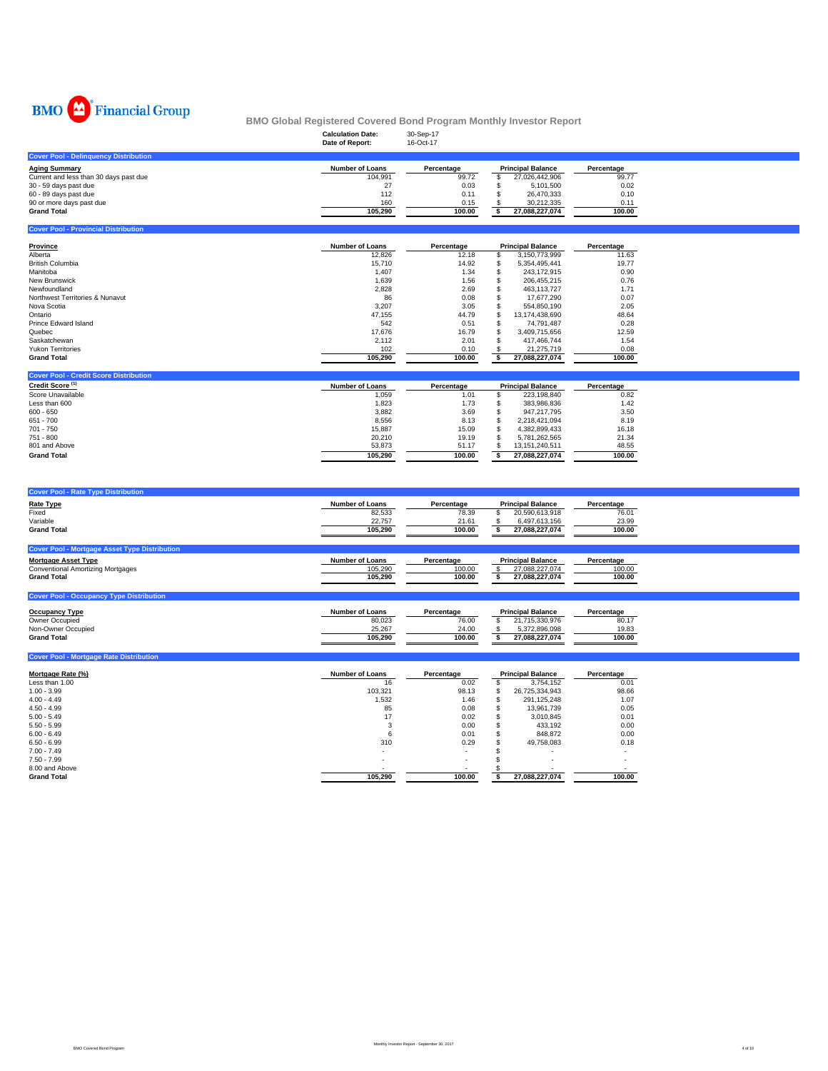BMO Financial Group

## BMO Global Registered Covered Bond Program Monthly Investor Report

**Calculation Date:** 30-Sep-17
**Date of Report:** 16-Oct-17

### Cover Pool - Delinquency Distribution

| Aging Summary | Number of Loans | Percentage | Principal Balance | Percentage |
|---|---|---|---|---|
| Current and less than 30 days past due | 104,991 | 99.72 | $ 27,026,442,906 | 99.77 |
| 30 - 59 days past due | 27 | 0.03 | $ 5,101,500 | 0.02 |
| 60 - 89 days past due | 112 | 0.11 | $ 26,470,333 | 0.10 |
| 90 or more days past due | 160 | 0.15 | $ 30,212,335 | 0.11 |
| **Grand Total** | **105,290** | **100.00** | **$ 27,088,227,074** | **100.00** |

### Cover Pool - Provincial Distribution

| Province | Number of Loans | Percentage | Principal Balance | Percentage |
|---|---|---|---|---|
| Alberta | 12,826 | 12.18 | $ 3,150,773,999 | 11.63 |
| British Columbia | 15,710 | 14.92 | $ 5,354,495,441 | 19.77 |
| Manitoba | 1,407 | 1.34 | $ 243,172,915 | 0.90 |
| New Brunswick | 1,639 | 1.56 | $ 206,455,215 | 0.76 |
| Newfoundland | 2,828 | 2.69 | $ 463,113,727 | 1.71 |
| Northwest Territories & Nunavut | 86 | 0.08 | $ 17,677,290 | 0.07 |
| Nova Scotia | 3,207 | 3.05 | $ 554,850,190 | 2.05 |
| Ontario | 47,155 | 44.79 | $ 13,174,438,690 | 48.64 |
| Prince Edward Island | 542 | 0.51 | $ 74,791,487 | 0.28 |
| Quebec | 17,676 | 16.79 | $ 3,409,715,656 | 12.59 |
| Saskatchewan | 2,112 | 2.01 | $ 417,466,744 | 1.54 |
| Yukon Territories | 102 | 0.10 | $ 21,275,719 | 0.08 |
| **Grand Total** | **105,290** | **100.00** | **$ 27,088,227,074** | **100.00** |

### Cover Pool - Credit Score Distribution

| Credit Score [1] | Number of Loans | Percentage | Principal Balance | Percentage |
|---|---|---|---|---|
| Score Unavailable | 1,059 | 1.01 | $ 223,198,840 | 0.82 |
| Less than 600 | 1,823 | 1.73 | $ 383,986,836 | 1.42 |
| 600 - 650 | 3,882 | 3.69 | $ 947,217,795 | 3.50 |
| 651 - 700 | 8,556 | 8.13 | $ 2,218,421,094 | 8.19 |
| 701 - 750 | 15,887 | 15.09 | $ 4,382,899,433 | 16.18 |
| 751 - 800 | 20,210 | 19.19 | $ 5,781,262,565 | 21.34 |
| 801 and Above | 53,873 | 51.17 | $ 13,151,240,511 | 48.55 |
| **Grand Total** | **105,290** | **100.00** | **$ 27,088,227,074** | **100.00** |

### Cover Pool - Rate Type Distribution

| Rate Type | Number of Loans | Percentage | Principal Balance | Percentage |
|---|---|---|---|---|
| Fixed | 82,533 | 78.39 | $ 20,590,613,918 | 76.01 |
| Variable | 22,757 | 21.61 | $ 6,497,613,156 | 23.99 |
| **Grand Total** | **105,290** | **100.00** | **$ 27,088,227,074** | **100.00** |

### Cover Pool - Mortgage Asset Type Distribution

| Mortgage Asset Type | Number of Loans | Percentage | Principal Balance | Percentage |
|---|---|---|---|---|
| Conventional Amortizing Mortgages | 105,290 | 100.00 | $ 27,088,227,074 | 100.00 |
| **Grand Total** | **105,290** | **100.00** | **$ 27,088,227,074** | **100.00** |

### Cover Pool - Occupancy Type Distribution

| Occupancy Type | Number of Loans | Percentage | Principal Balance | Percentage |
|---|---|---|---|---|
| Owner Occupied | 80,023 | 76.00 | $ 21,715,330,976 | 80.17 |
| Non-Owner Occupied | 25,267 | 24.00 | $ 5,372,896,098 | 19.83 |
| **Grand Total** | **105,290** | **100.00** | **$ 27,088,227,074** | **100.00** |

### Cover Pool - Mortgage Rate Distribution

| Mortgage Rate (%) | Number of Loans | Percentage | Principal Balance | Percentage |
|---|---|---|---|---|
| Less than 1.00 | 16 | 0.02 | $ 3,754,152 | 0.01 |
| 1.00 - 3.99 | 103,321 | 98.13 | $ 26,725,334,943 | 98.66 |
| 4.00 - 4.49 | 1,532 | 1.46 | $ 291,125,248 | 1.07 |
| 4.50 - 4.99 | 85 | 0.08 | $ 13,961,739 | 0.05 |
| 5.00 - 5.49 | 17 | 0.02 | $ 3,010,845 | 0.01 |
| 5.50 - 5.99 | 3 | 0.00 | $ 433,192 | 0.00 |
| 6.00 - 6.49 | 6 | 0.01 | $ 848,872 | 0.00 |
| 6.50 - 6.99 | 310 | 0.29 | $ 49,758,083 | 0.18 |
| 7.00 - 7.49 | - | - | $ - | - |
| 7.50 - 7.99 | - | - | $ - | - |
| 8.00 and Above | - | - | $ - | - |
| **Grand Total** | **105,290** | **100.00** | **$ 27,088,227,074** | **100.00** |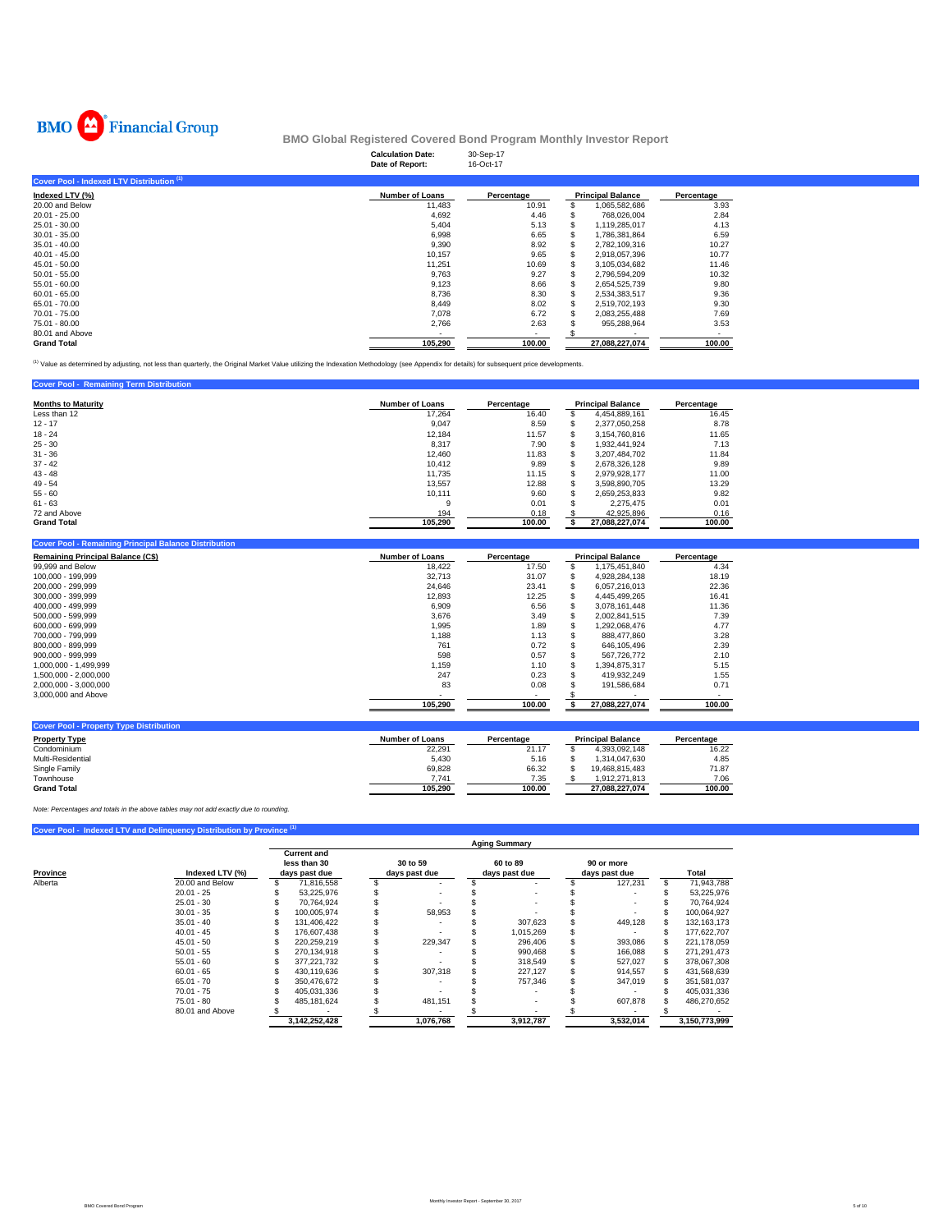BMO Financial Group

# BMO Global Registered Covered Bond Program Monthly Investor Report

| | |
|---|---|
| **Calculation Date:** | 30-Sep-17 |
| **Date of Report:** | 16-Oct-17 |

## Cover Pool - Indexed LTV Distribution [(1)]

| Indexed LTV (%) | Number of Loans | Percentage | Principal Balance | Percentage |
|---|---|---|---|---|
| 20.00 and Below | 11,483 | 10.91 | $ 1,065,582,686 | 3.93 |
| 20.01 - 25.00 | 4,692 | 4.46 | $ 768,026,004 | 2.84 |
| 25.01 - 30.00 | 5,404 | 5.13 | $ 1,119,285,017 | 4.13 |
| 30.01 - 35.00 | 6,998 | 6.65 | $ 1,786,381,864 | 6.59 |
| 35.01 - 40.00 | 9,390 | 8.92 | $ 2,782,109,316 | 10.27 |
| 40.01 - 45.00 | 10,157 | 9.65 | $ 2,918,057,396 | 10.77 |
| 45.01 - 50.00 | 11,251 | 10.69 | $ 3,105,034,682 | 11.46 |
| 50.01 - 55.00 | 9,763 | 9.27 | $ 2,796,594,209 | 10.32 |
| 55.01 - 60.00 | 9,123 | 8.66 | $ 2,654,525,739 | 9.80 |
| 60.01 - 65.00 | 8,736 | 8.30 | $ 2,534,383,517 | 9.36 |
| 65.01 - 70.00 | 8,449 | 8.02 | $ 2,519,702,193 | 9.30 |
| 70.01 - 75.00 | 7,078 | 6.72 | $ 2,083,255,488 | 7.69 |
| 75.01 - 80.00 | 2,766 | 2.63 | $ 955,288,964 | 3.53 |
| 80.01 and Above | - | - | $ - | - |
| **Grand Total** | **105,290** | **100.00** | **27,088,227,074** | **100.00** |

[(1)] Value as determined by adjusting, not less than quarterly, the Original Market Value utilizing the Indexation Methodology (see Appendix for details) for subsequent price developments.

## Cover Pool - Remaining Term Distribution

| Months to Maturity | Number of Loans | Percentage | Principal Balance | Percentage |
|---|---|---|---|---|
| Less than 12 | 17,264 | 16.40 | $ 4,454,889,161 | 16.45 |
| 12 - 17 | 9,047 | 8.59 | $ 2,377,050,258 | 8.78 |
| 18 - 24 | 12,184 | 11.57 | $ 3,154,760,816 | 11.65 |
| 25 - 30 | 8,317 | 7.90 | $ 1,932,441,924 | 7.13 |
| 31 - 36 | 12,460 | 11.83 | $ 3,207,484,702 | 11.84 |
| 37 - 42 | 10,412 | 9.89 | $ 2,678,326,128 | 9.89 |
| 43 - 48 | 11,735 | 11.15 | $ 2,979,928,177 | 11.00 |
| 49 - 54 | 13,557 | 12.88 | $ 3,598,890,705 | 13.29 |
| 55 - 60 | 10,111 | 9.60 | $ 2,659,253,833 | 9.82 |
| 61 - 63 | 9 | 0.01 | $ 2,275,475 | 0.01 |
| 72 and Above | 194 | 0.18 | $ 42,925,896 | 0.16 |
| **Grand Total** | **105,290** | **100.00** | **$ 27,088,227,074** | **100.00** |

## Cover Pool - Remaining Principal Balance Distribution

| Remaining Principal Balance (C$) | Number of Loans | Percentage | Principal Balance | Percentage |
|---|---|---|---|---|
| 99,999 and Below | 18,422 | 17.50 | $ 1,175,451,840 | 4.34 |
| 100,000 - 199,999 | 32,713 | 31.07 | $ 4,928,284,138 | 18.19 |
| 200,000 - 299,999 | 24,646 | 23.41 | $ 6,057,216,013 | 22.36 |
| 300,000 - 399,999 | 12,893 | 12.25 | $ 4,445,499,265 | 16.41 |
| 400,000 - 499,999 | 6,909 | 6.56 | $ 3,078,161,448 | 11.36 |
| 500,000 - 599,999 | 3,676 | 3.49 | $ 2,002,841,515 | 7.39 |
| 600,000 - 699,999 | 1,995 | 1.89 | $ 1,292,068,476 | 4.77 |
| 700,000 - 799,999 | 1,188 | 1.13 | $ 888,477,860 | 3.28 |
| 800,000 - 899,999 | 761 | 0.72 | $ 646,105,496 | 2.39 |
| 900,000 - 999,999 | 598 | 0.57 | $ 567,726,772 | 2.10 |
| 1,000,000 - 1,499,999 | 1,159 | 1.10 | $ 1,394,875,317 | 5.15 |
| 1,500,000 - 2,000,000 | 247 | 0.23 | $ 419,932,249 | 1.55 |
| 2,000,000 - 3,000,000 | 83 | 0.08 | $ 191,586,684 | 0.71 |
| 3,000,000 and Above | - | - | $ - | - |
| | **105,290** | **100.00** | **$ 27,088,227,074** | **100.00** |

## Cover Pool - Property Type Distribution

| Property Type | Number of Loans | Percentage | Principal Balance | Percentage |
|---|---|---|---|---|
| Condominium | 22,291 | 21.17 | $ 4,393,092,148 | 16.22 |
| Multi-Residential | 5,430 | 5.16 | $ 1,314,047,630 | 4.85 |
| Single Family | 69,828 | 66.32 | $ 19,468,815,483 | 71.87 |
| Townhouse | 7,741 | 7.35 | $ 1,912,271,813 | 7.06 |
| **Grand Total** | **105,290** | **100.00** | **27,088,227,074** | **100.00** |

*Note: Percentages and totals in the above tables may not add exactly due to rounding.*

## Cover Pool - Indexed LTV and Delinquency Distribution by Province [(1)]

| | | Aging Summary | | | | |
|---|---|---|---|---|---|---|
| **Province** | **Indexed LTV (%)** | **Current and less than 30 days past due** | **30 to 59 days past due** | **60 to 89 days past due** | **90 or more days past due** | **Total** |
| Alberta | 20.00 and Below | $ 71,816,558 | $ - | $ - | $ 127,231 | $ 71,943,788 |
| | 20.01 - 25 | $ 53,225,976 | $ - | $ - | $ - | $ 53,225,976 |
| | 25.01 - 30 | $ 70,764,924 | $ - | $ - | $ - | $ 70,764,924 |
| | 30.01 - 35 | $ 100,005,974 | $ 58,953 | $ - | $ - | $ 100,064,927 |
| | 35.01 - 40 | $ 131,406,422 | $ - | $ 307,623 | $ 449,128 | $ 132,163,173 |
| | 40.01 - 45 | $ 176,607,438 | $ - | $ 1,015,269 | $ - | $ 177,622,707 |
| | 45.01 - 50 | $ 220,259,219 | $ 229,347 | $ 296,406 | $ 393,086 | $ 221,178,059 |
| | 50.01 - 55 | $ 270,134,918 | $ - | $ 990,468 | $ 166,088 | $ 271,291,473 |
| | 55.01 - 60 | $ 377,221,732 | $ - | $ 318,549 | $ 527,027 | $ 378,067,308 |
| | 60.01 - 65 | $ 430,119,636 | $ 307,318 | $ 227,127 | $ 914,557 | $ 431,568,639 |
| | 65.01 - 70 | $ 350,476,672 | $ - | $ 757,346 | $ 347,019 | $ 351,581,037 |
| | 70.01 - 75 | $ 405,031,336 | $ - | $ - | $ - | $ 405,031,336 |
| | 75.01 - 80 | $ 485,181,624 | $ 481,151 | $ - | $ 607,878 | $ 486,270,652 |
| | 80.01 and Above | $ - | $ - | $ - | $ - | $ - |
| | | **3,142,252,428** | **1,076,768** | **3,912,787** | **3,532,014** | **3,150,773,999** |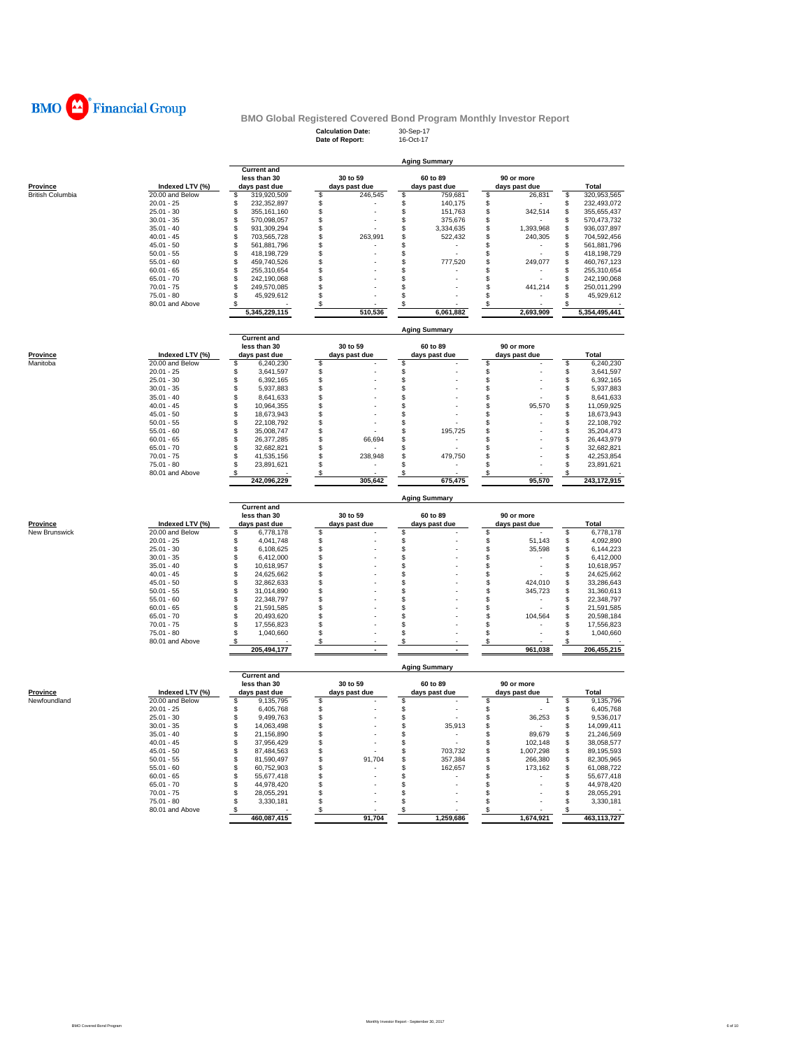BMO Financial Group

**BMO Global Registered Covered Bond Program Monthly Investor Report**

**Calculation Date:** 30-Sep-17
**Date of Report:** 16-Oct-17

**Aging Summary**

| Province | Indexed LTV (%) | Current and less than 30 days past due | 30 to 59 days past due | 60 to 89 days past due | 90 or more days past due | Total |
|---|---|---|---|---|---|---|
| British Columbia | 20.00 and Below | $ 319,920,509 | $ 246,545 | $ 759,681 | $ 26,831 | $ 320,953,565 |
| | 20.01 - 25 | $ 232,352,897 | $ - | $ 140,175 | $ - | $ 232,493,072 |
| | 25.01 - 30 | $ 355,161,160 | $ - | $ 151,763 | $ 342,514 | $ 355,655,437 |
| | 30.01 - 35 | $ 570,098,057 | $ - | $ 375,676 | $ - | $ 570,473,732 |
| | 35.01 - 40 | $ 931,309,294 | $ - | $ 3,334,635 | $ 1,393,968 | $ 936,037,897 |
| | 40.01 - 45 | $ 703,565,728 | $ 263,991 | $ 522,432 | $ 240,305 | $ 704,592,456 |
| | 45.01 - 50 | $ 561,881,796 | $ - | $ - | $ - | $ 561,881,796 |
| | 50.01 - 55 | $ 418,198,729 | $ - | $ - | $ - | $ 418,198,729 |
| | 55.01 - 60 | $ 459,740,526 | $ - | $ 777,520 | $ 249,077 | $ 460,767,123 |
| | 60.01 - 65 | $ 255,310,654 | $ - | $ - | $ - | $ 255,310,654 |
| | 65.01 - 70 | $ 242,190,068 | $ - | $ - | $ - | $ 242,190,068 |
| | 70.01 - 75 | $ 249,570,085 | $ - | $ - | $ 441,214 | $ 250,011,299 |
| | 75.01 - 80 | $ 45,929,612 | $ - | $ - | $ - | $ 45,929,612 |
| | 80.01 and Above | $ - | $ - | $ - | $ - | $ - |
| | | **5,345,229,115** | **510,536** | **6,061,882** | **2,693,909** | **5,354,495,441** |

**Aging Summary**

| Province | Indexed LTV (%) | Current and less than 30 days past due | 30 to 59 days past due | 60 to 89 days past due | 90 or more days past due | Total |
|---|---|---|---|---|---|---|
| Manitoba | 20.00 and Below | $ 6,240,230 | $ - | $ - | $ - | $ 6,240,230 |
| | 20.01 - 25 | $ 3,641,597 | $ - | $ - | $ - | $ 3,641,597 |
| | 25.01 - 30 | $ 6,392,165 | $ - | $ - | $ - | $ 6,392,165 |
| | 30.01 - 35 | $ 5,937,883 | $ - | $ - | $ - | $ 5,937,883 |
| | 35.01 - 40 | $ 8,641,633 | $ - | $ - | $ - | $ 8,641,633 |
| | 40.01 - 45 | $ 10,964,355 | $ - | $ - | $ 95,570 | $ 11,059,925 |
| | 45.01 - 50 | $ 18,673,943 | $ - | $ - | $ - | $ 18,673,943 |
| | 50.01 - 55 | $ 22,108,792 | $ - | $ - | $ - | $ 22,108,792 |
| | 55.01 - 60 | $ 35,008,747 | $ - | $ 195,725 | $ - | $ 35,204,473 |
| | 60.01 - 65 | $ 26,377,285 | $ 66,694 | $ - | $ - | $ 26,443,979 |
| | 65.01 - 70 | $ 32,682,821 | $ - | $ - | $ - | $ 32,682,821 |
| | 70.01 - 75 | $ 41,535,156 | $ 238,948 | $ 479,750 | $ - | $ 42,253,854 |
| | 75.01 - 80 | $ 23,891,621 | $ - | $ - | $ - | $ 23,891,621 |
| | 80.01 and Above | $ - | $ - | $ - | $ - | $ - |
| | | **242,096,229** | **305,642** | **675,475** | **95,570** | **243,172,915** |

**Aging Summary**

| Province | Indexed LTV (%) | Current and less than 30 days past due | 30 to 59 days past due | 60 to 89 days past due | 90 or more days past due | Total |
|---|---|---|---|---|---|---|
| New Brunswick | 20.00 and Below | $ 6,778,178 | $ - | $ - | $ - | $ 6,778,178 |
| | 20.01 - 25 | $ 4,041,748 | $ - | $ - | $ 51,143 | $ 4,092,890 |
| | 25.01 - 30 | $ 6,108,625 | $ - | $ - | $ 35,598 | $ 6,144,223 |
| | 30.01 - 35 | $ 6,412,000 | $ - | $ - | $ - | $ 6,412,000 |
| | 35.01 - 40 | $ 10,618,957 | $ - | $ - | $ - | $ 10,618,957 |
| | 40.01 - 45 | $ 24,625,662 | $ - | $ - | $ - | $ 24,625,662 |
| | 45.01 - 50 | $ 32,862,633 | $ - | $ - | $ 424,010 | $ 33,286,643 |
| | 50.01 - 55 | $ 31,014,890 | $ - | $ - | $ 345,723 | $ 31,360,613 |
| | 55.01 - 60 | $ 22,348,797 | $ - | $ - | $ - | $ 22,348,797 |
| | 60.01 - 65 | $ 21,591,585 | $ - | $ - | $ - | $ 21,591,585 |
| | 65.01 - 70 | $ 20,493,620 | $ - | $ - | $ 104,564 | $ 20,598,184 |
| | 70.01 - 75 | $ 17,556,823 | $ - | $ - | $ - | $ 17,556,823 |
| | 75.01 - 80 | $ 1,040,660 | $ - | $ - | $ - | $ 1,040,660 |
| | 80.01 and Above | $ - | $ - | $ - | $ - | $ - |
| | | **205,494,177** | **-** | **-** | **961,038** | **206,455,215** |

**Aging Summary**

| Province | Indexed LTV (%) | Current and less than 30 days past due | 30 to 59 days past due | 60 to 89 days past due | 90 or more days past due | Total |
|---|---|---|---|---|---|---|
| Newfoundland | 20.00 and Below | $ 9,135,795 | $ - | $ - | $ 1 | $ 9,135,796 |
| | 20.01 - 25 | $ 6,405,768 | $ - | $ - | $ - | $ 6,405,768 |
| | 25.01 - 30 | $ 9,499,763 | $ - | $ - | $ 36,253 | $ 9,536,017 |
| | 30.01 - 35 | $ 14,063,498 | $ - | $ 35,913 | $ - | $ 14,099,411 |
| | 35.01 - 40 | $ 21,156,890 | $ - | $ - | $ 89,679 | $ 21,246,569 |
| | 40.01 - 45 | $ 37,956,429 | $ - | $ - | $ 102,148 | $ 38,058,577 |
| | 45.01 - 50 | $ 87,484,563 | $ - | $ 703,732 | $ 1,007,298 | $ 89,195,593 |
| | 50.01 - 55 | $ 81,590,497 | $ 91,704 | $ 357,384 | $ 266,380 | $ 82,305,965 |
| | 55.01 - 60 | $ 60,752,903 | $ - | $ 162,657 | $ 173,162 | $ 61,088,722 |
| | 60.01 - 65 | $ 55,677,418 | $ - | $ - | $ - | $ 55,677,418 |
| | 65.01 - 70 | $ 44,978,420 | $ - | $ - | $ - | $ 44,978,420 |
| | 70.01 - 75 | $ 28,055,291 | $ - | $ - | $ - | $ 28,055,291 |
| | 75.01 - 80 | $ 3,330,181 | $ - | $ - | $ - | $ 3,330,181 |
| | 80.01 and Above | $ - | $ - | $ - | $ - | $ - |
| | | **460,087,415** | **91,704** | **1,259,686** | **1,674,921** | **463,113,727** |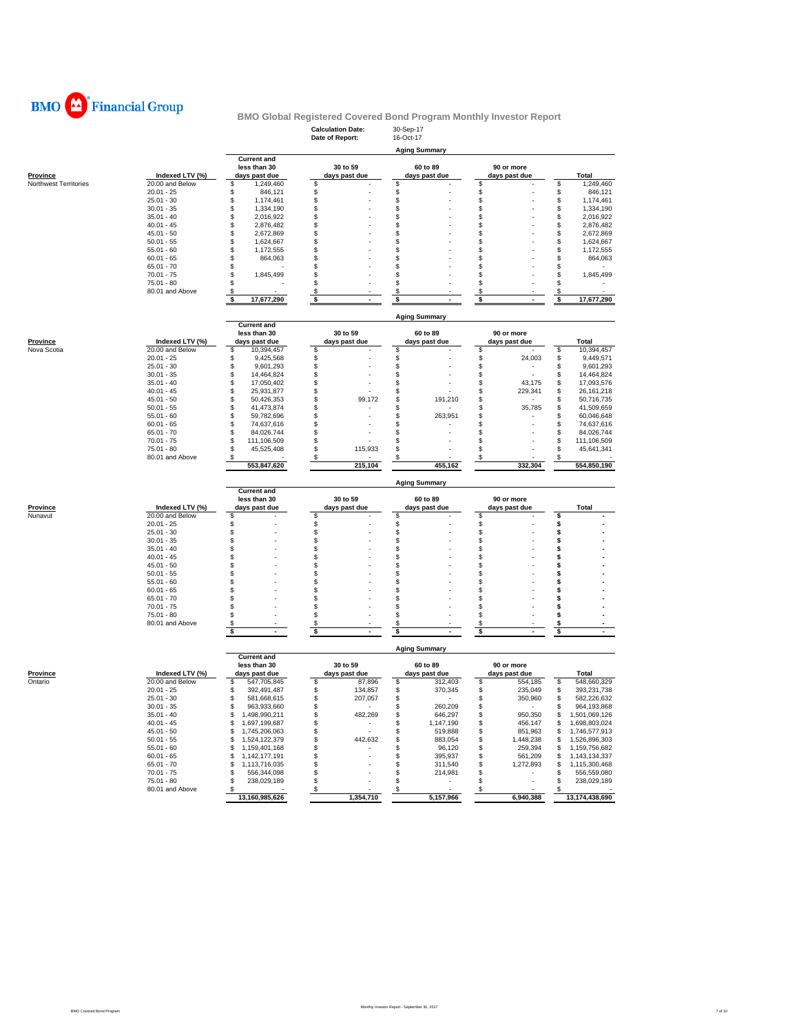BMO Financial Group

## BMO Global Registered Covered Bond Program Monthly Investor Report

**Calculation Date:** 30-Sep-17
**Date of Report:** 16-Oct-17

### Aging Summary

| Province | Indexed LTV (%) | Current and less than 30 days past due | 30 to 59 days past due | 60 to 89 days past due | 90 or more days past due | Total |
|---|---|---|---|---|---|---|
| Northwest Territories | 20.00 and Below | $ 1,249,460 | $ - | $ - | $ - | $ 1,249,460 |
| | 20.01 - 25 | $ 846,121 | $ - | $ - | $ - | $ 846,121 |
| | 25.01 - 30 | $ 1,174,461 | $ - | $ - | $ - | $ 1,174,461 |
| | 30.01 - 35 | $ 1,334,190 | $ - | $ - | $ - | $ 1,334,190 |
| | 35.01 - 40 | $ 2,016,922 | $ - | $ - | $ - | $ 2,016,922 |
| | 40.01 - 45 | $ 2,876,482 | $ - | $ - | $ - | $ 2,876,482 |
| | 45.01 - 50 | $ 2,672,869 | $ - | $ - | $ - | $ 2,672,869 |
| | 50.01 - 55 | $ 1,624,667 | $ - | $ - | $ - | $ 1,624,667 |
| | 55.01 - 60 | $ 1,172,555 | $ - | $ - | $ - | $ 1,172,555 |
| | 60.01 - 65 | $ 864,063 | $ - | $ - | $ - | $ 864,063 |
| | 65.01 - 70 | $ - | $ - | $ - | $ - | $ - |
| | 70.01 - 75 | $ 1,845,499 | $ - | $ - | $ - | $ 1,845,499 |
| | 75.01 - 80 | $ - | $ - | $ - | $ - | $ - |
| | 80.01 and Above | $ - | $ - | $ - | $ - | $ - |
| | | $ 17,677,290 | $ - | $ - | $ - | $ 17,677,290 |

### Aging Summary

| Province | Indexed LTV (%) | Current and less than 30 days past due | 30 to 59 days past due | 60 to 89 days past due | 90 or more days past due | Total |
|---|---|---|---|---|---|---|
| Nova Scotia | 20.00 and Below | $ 10,394,457 | $ - | $ - | $ - | $ 10,394,457 |
| | 20.01 - 25 | $ 9,425,568 | $ - | $ - | $ 24,003 | $ 9,449,571 |
| | 25.01 - 30 | $ 9,601,293 | $ - | $ - | $ - | $ 9,601,293 |
| | 30.01 - 35 | $ 14,464,824 | $ - | $ - | $ - | $ 14,464,824 |
| | 35.01 - 40 | $ 17,050,402 | $ - | $ - | $ 43,175 | $ 17,093,576 |
| | 40.01 - 45 | $ 25,931,877 | $ - | $ - | $ 229,341 | $ 26,161,218 |
| | 45.01 - 50 | $ 50,426,353 | $ 99,172 | $ 191,210 | $ - | $ 50,716,735 |
| | 50.01 - 55 | $ 41,473,874 | $ - | $ - | $ 35,785 | $ 41,509,659 |
| | 55.01 - 60 | $ 59,782,696 | $ - | $ 263,951 | $ - | $ 60,046,648 |
| | 60.01 - 65 | $ 74,637,616 | $ - | $ - | $ - | $ 74,637,616 |
| | 65.01 - 70 | $ 84,026,744 | $ - | $ - | $ - | $ 84,026,744 |
| | 70.01 - 75 | $ 111,106,509 | $ - | $ - | $ - | $ 111,106,509 |
| | 75.01 - 80 | $ 45,525,408 | $ 115,933 | $ - | $ - | $ 45,641,341 |
| | 80.01 and Above | $ - | $ - | $ - | $ - | $ - |
| | | 553,847,620 | 215,104 | 455,162 | 332,304 | 554,850,190 |

### Aging Summary

| Province | Indexed LTV (%) | Current and less than 30 days past due | 30 to 59 days past due | 60 to 89 days past due | 90 or more days past due | Total |
|---|---|---|---|---|---|---|
| Nunavut | 20.00 and Below | $ - | $ - | $ - | $ - | $ - |
| | 20.01 - 25 | $ - | $ - | $ - | $ - | $ - |
| | 25.01 - 30 | $ - | $ - | $ - | $ - | $ - |
| | 30.01 - 35 | $ - | $ - | $ - | $ - | $ - |
| | 35.01 - 40 | $ - | $ - | $ - | $ - | $ - |
| | 40.01 - 45 | $ - | $ - | $ - | $ - | $ - |
| | 45.01 - 50 | $ - | $ - | $ - | $ - | $ - |
| | 50.01 - 55 | $ - | $ - | $ - | $ - | $ - |
| | 55.01 - 60 | $ - | $ - | $ - | $ - | $ - |
| | 60.01 - 65 | $ - | $ - | $ - | $ - | $ - |
| | 65.01 - 70 | $ - | $ - | $ - | $ - | $ - |
| | 70.01 - 75 | $ - | $ - | $ - | $ - | $ - |
| | 75.01 - 80 | $ - | $ - | $ - | $ - | $ - |
| | 80.01 and Above | $ - | $ - | $ - | $ - | $ - |
| | | $ - | $ - | $ - | $ - | $ - |

### Aging Summary

| Province | Indexed LTV (%) | Current and less than 30 days past due | 30 to 59 days past due | 60 to 89 days past due | 90 or more days past due | Total |
|---|---|---|---|---|---|---|
| Ontario | 20.00 and Below | $ 547,705,845 | $ 87,896 | $ 312,403 | $ 554,185 | $ 548,660,329 |
| | 20.01 - 25 | $ 392,491,487 | $ 134,857 | $ 370,345 | $ 235,049 | $ 393,231,738 |
| | 25.01 - 30 | $ 581,668,615 | $ 207,057 | $ - | $ 350,960 | $ 582,226,632 |
| | 30.01 - 35 | $ 963,933,660 | $ - | $ 260,209 | $ - | $ 964,193,868 |
| | 35.01 - 40 | $ 1,498,990,211 | $ 482,269 | $ 646,297 | $ 950,350 | $ 1,501,069,126 |
| | 40.01 - 45 | $ 1,697,199,687 | $ - | $ 1,147,190 | $ 456,147 | $ 1,698,803,024 |
| | 45.01 - 50 | $ 1,745,206,063 | $ - | $ 519,888 | $ 851,963 | $ 1,746,577,913 |
| | 50.01 - 55 | $ 1,524,122,379 | $ 442,632 | $ 883,054 | $ 1,448,238 | $ 1,526,896,303 |
| | 55.01 - 60 | $ 1,159,401,168 | $ - | $ 96,120 | $ 259,394 | $ 1,159,756,682 |
| | 60.01 - 65 | $ 1,142,177,191 | $ - | $ 395,937 | $ 561,209 | $ 1,143,134,337 |
| | 65.01 - 70 | $ 1,113,716,035 | $ - | $ 311,540 | $ 1,272,893 | $ 1,115,300,468 |
| | 70.01 - 75 | $ 556,344,098 | $ - | $ 214,981 | $ - | $ 556,559,080 |
| | 75.01 - 80 | $ 238,029,189 | $ - | $ - | $ - | $ 238,029,189 |
| | 80.01 and Above | $ - | $ - | $ - | $ - | $ - |
| | | 13,160,985,626 | 1,354,710 | 5,157,966 | 6,940,388 | 13,174,438,690 |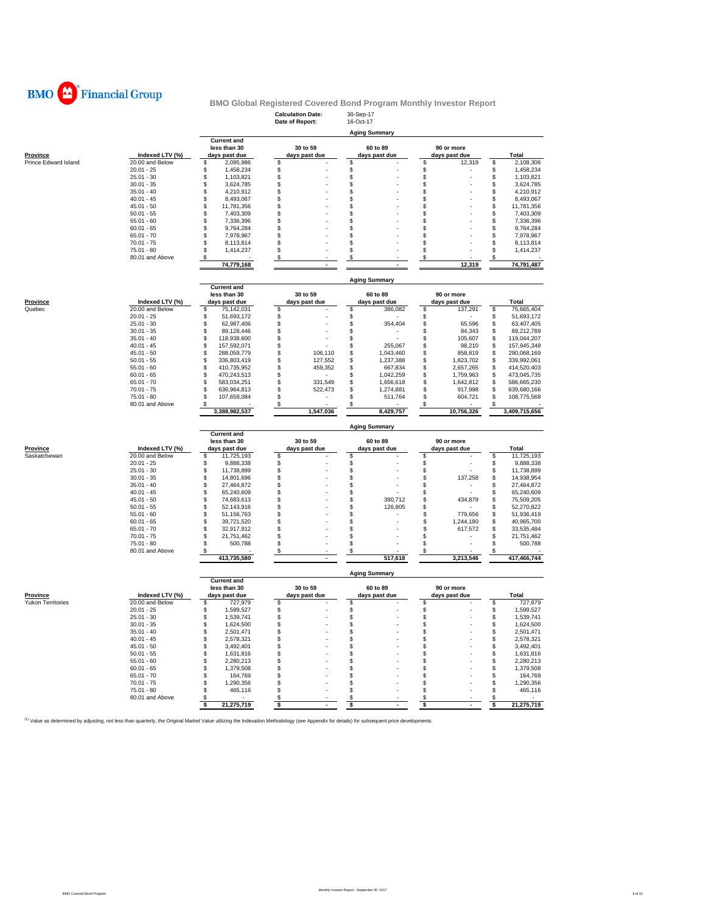BMO Financial Group

## BMO Global Registered Covered Bond Program Monthly Investor Report

**Calculation Date:** 30-Sep-17
**Date of Report:** 16-Oct-17

### Aging Summary

| Province | Indexed LTV (%) | Current and less than 30 days past due | 30 to 59 days past due | 60 to 89 days past due | 90 or more days past due | Total |
|---|---|---|---|---|---|---|
| Prince Edward Island | 20.00 and Below | $ 2,095,986 | $ - | $ - | $ 12,319 | $ 2,108,306 |
| | 20.01 - 25 | $ 1,458,234 | $ - | $ - | $ - | $ 1,458,234 |
| | 25.01 - 30 | $ 1,103,821 | $ - | $ - | $ - | $ 1,103,821 |
| | 30.01 - 35 | $ 3,624,785 | $ - | $ - | $ - | $ 3,624,785 |
| | 35.01 - 40 | $ 4,210,912 | $ - | $ - | $ - | $ 4,210,912 |
| | 40.01 - 45 | $ 8,493,067 | $ - | $ - | $ - | $ 8,493,067 |
| | 45.01 - 50 | $ 11,781,356 | $ - | $ - | $ - | $ 11,781,356 |
| | 50.01 - 55 | $ 7,403,309 | $ - | $ - | $ - | $ 7,403,309 |
| | 55.01 - 60 | $ 7,336,396 | $ - | $ - | $ - | $ 7,336,396 |
| | 60.01 - 65 | $ 9,764,284 | $ - | $ - | $ - | $ 9,764,284 |
| | 65.01 - 70 | $ 7,978,967 | $ - | $ - | $ - | $ 7,978,967 |
| | 70.01 - 75 | $ 8,113,814 | $ - | $ - | $ - | $ 8,113,814 |
| | 75.01 - 80 | $ 1,414,237 | $ - | $ - | $ - | $ 1,414,237 |
| | 80.01 and Above | $ - | $ - | $ - | $ - | $ - |
| | | 74,779,168 | - | - | 12,319 | 74,791,487 |

### Aging Summary

| Province | Indexed LTV (%) | Current and less than 30 days past due | 30 to 59 days past due | 60 to 89 days past due | 90 or more days past due | Total |
|---|---|---|---|---|---|---|
| Quebec | 20.00 and Below | $ 75,142,031 | $ - | $ 386,082 | $ 137,291 | $ 75,665,404 |
| | 20.01 - 25 | $ 51,693,172 | $ - | $ - | $ - | $ 51,693,172 |
| | 25.01 - 30 | $ 62,987,406 | $ - | $ 354,404 | $ 65,596 | $ 63,407,405 |
| | 30.01 - 35 | $ 89,128,446 | $ - | $ - | $ 84,343 | $ 89,212,789 |
| | 35.01 - 40 | $ 118,938,600 | $ - | $ - | $ 105,607 | $ 119,044,207 |
| | 40.01 - 45 | $ 157,592,071 | $ - | $ 255,067 | $ 98,210 | $ 157,945,348 |
| | 45.01 - 50 | $ 288,059,779 | $ 106,110 | $ 1,043,460 | $ 858,819 | $ 290,068,169 |
| | 50.01 - 55 | $ 336,803,419 | $ 127,552 | $ 1,237,388 | $ 1,823,702 | $ 339,992,061 |
| | 55.01 - 60 | $ 410,735,952 | $ 459,352 | $ 667,834 | $ 2,657,265 | $ 414,520,403 |
| | 60.01 - 65 | $ 470,243,513 | $ - | $ 1,042,259 | $ 1,759,963 | $ 473,045,735 |
| | 65.01 - 70 | $ 583,034,251 | $ 331,549 | $ 1,656,618 | $ 1,642,812 | $ 586,665,230 |
| | 70.01 - 75 | $ 636,964,813 | $ 522,473 | $ 1,274,881 | $ 917,998 | $ 639,680,166 |
| | 75.01 - 80 | $ 107,659,084 | $ - | $ 511,764 | $ 604,721 | $ 108,775,568 |
| | 80.01 and Above | $ - | $ - | $ - | $ - | $ - |
| | | 3,388,982,537 | 1,547,036 | 8,429,757 | 10,756,326 | 3,409,715,656 |

### Aging Summary

| Province | Indexed LTV (%) | Current and less than 30 days past due | 30 to 59 days past due | 60 to 89 days past due | 90 or more days past due | Total |
|---|---|---|---|---|---|---|
| Saskatchewan | 20.00 and Below | $ 11,725,193 | $ - | $ - | $ - | $ 11,725,193 |
| | 20.01 - 25 | $ 9,888,338 | $ - | $ - | $ - | $ 9,888,338 |
| | 25.01 - 30 | $ 11,738,899 | $ - | $ - | $ - | $ 11,738,899 |
| | 30.01 - 35 | $ 14,801,696 | $ - | $ - | $ 137,258 | $ 14,938,954 |
| | 35.01 - 40 | $ 27,464,872 | $ - | $ - | $ - | $ 27,464,872 |
| | 40.01 - 45 | $ 65,240,609 | $ - | $ - | $ - | $ 65,240,609 |
| | 45.01 - 50 | $ 74,683,613 | $ - | $ 390,712 | $ 434,879 | $ 75,509,205 |
| | 50.01 - 55 | $ 52,143,916 | $ - | $ 126,905 | $ - | $ 52,270,822 |
| | 55.01 - 60 | $ 51,156,763 | $ - | $ - | $ 779,656 | $ 51,936,419 |
| | 60.01 - 65 | $ 39,721,520 | $ - | $ - | $ 1,244,180 | $ 40,965,700 |
| | 65.01 - 70 | $ 32,917,912 | $ - | $ - | $ 617,572 | $ 33,535,484 |
| | 70.01 - 75 | $ 21,751,462 | $ - | $ - | $ - | $ 21,751,462 |
| | 75.01 - 80 | $ 500,788 | $ - | $ - | $ - | $ 500,788 |
| | 80.01 and Above | $ - | $ - | $ - | $ - | $ - |
| | | 413,735,580 | - | 517,618 | 3,213,546 | 417,466,744 |

### Aging Summary

| Province | Indexed LTV (%) | Current and less than 30 days past due | 30 to 59 days past due | 60 to 89 days past due | 90 or more days past due | Total |
|---|---|---|---|---|---|---|
| Yukon Territories | 20.00 and Below | $ 727,979 | $ - | $ - | $ - | $ 727,979 |
| | 20.01 - 25 | $ 1,599,527 | $ - | $ - | $ - | $ 1,599,527 |
| | 25.01 - 30 | $ 1,539,741 | $ - | $ - | $ - | $ 1,539,741 |
| | 30.01 - 35 | $ 1,624,500 | $ - | $ - | $ - | $ 1,624,500 |
| | 35.01 - 40 | $ 2,501,471 | $ - | $ - | $ - | $ 2,501,471 |
| | 40.01 - 45 | $ 2,578,321 | $ - | $ - | $ - | $ 2,578,321 |
| | 45.01 - 50 | $ 3,492,401 | $ - | $ - | $ - | $ 3,492,401 |
| | 50.01 - 55 | $ 1,631,816 | $ - | $ - | $ - | $ 1,631,816 |
| | 55.01 - 60 | $ 2,280,213 | $ - | $ - | $ - | $ 2,280,213 |
| | 60.01 - 65 | $ 1,379,508 | $ - | $ - | $ - | $ 1,379,508 |
| | 65.01 - 70 | $ 164,769 | $ - | $ - | $ - | $ 164,769 |
| | 70.01 - 75 | $ 1,290,356 | $ - | $ - | $ - | $ 1,290,356 |
| | 75.01 - 80 | $ 465,116 | $ - | $ - | $ - | $ 465,116 |
| | 80.01 and Above | $ - | $ - | $ - | $ - | $ - |
| | | $ 21,275,719 | $ - | $ - | $ - | $ 21,275,719 |

[1] Value as determined by adjusting, not less than quarterly, the Original Market Value utilizing the Indexation Methodology (see Appendix for details) for subsequent price developments.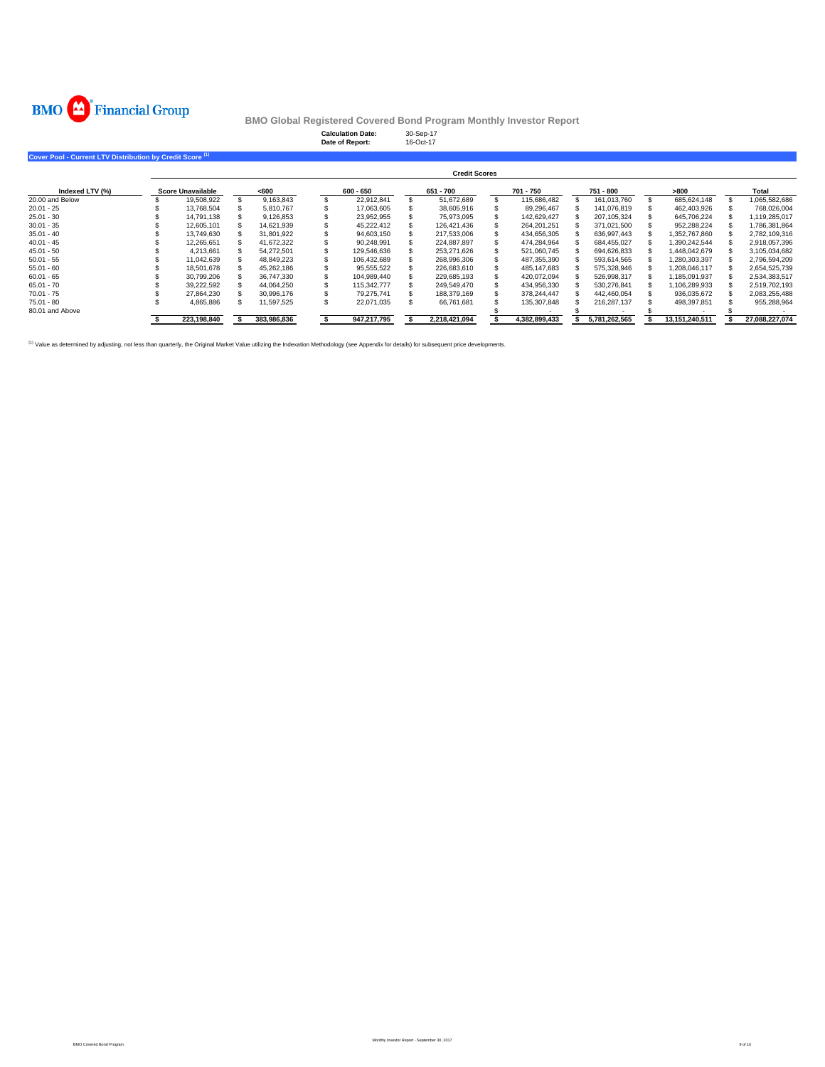**BMO Financial Group**

# BMO Global Registered Covered Bond Program Monthly Investor Report

**Calculation Date:** 30-Sep-17
**Date of Report:** 16-Oct-17

## Cover Pool - Current LTV Distribution by Credit Score [1]

| | Credit Scores | | | | | | | |
|---|---|---|---|---|---|---|---|---|
| **Indexed LTV (%)** | **Score Unavailable** | **<600** | **600 - 650** | **651 - 700** | **701 - 750** | **751 - 800** | **>800** | **Total** |
| 20.00 and Below | $ 19,508,922 | $ 9,163,843 | $ 22,912,841 | $ 51,672,689 | $ 115,686,482 | $ 161,013,760 | $ 685,624,148 | $ 1,065,582,686 |
| 20.01 - 25 | $ 13,768,504 | $ 5,810,767 | $ 17,063,605 | $ 38,605,916 | $ 89,296,467 | $ 141,076,819 | $ 462,403,926 | $ 768,026,004 |
| 25.01 - 30 | $ 14,791,138 | $ 9,126,853 | $ 23,952,955 | $ 75,973,095 | $ 142,629,427 | $ 207,105,324 | $ 645,706,224 | $ 1,119,285,017 |
| 30.01 - 35 | $ 12,605,101 | $ 14,621,939 | $ 45,222,412 | $ 126,421,436 | $ 264,201,251 | $ 371,021,500 | $ 952,288,224 | $ 1,786,381,864 |
| 35.01 - 40 | $ 13,749,630 | $ 31,801,922 | $ 94,603,150 | $ 217,533,006 | $ 434,656,305 | $ 636,997,443 | $ 1,352,767,860 | $ 2,782,109,316 |
| 40.01 - 45 | $ 12,265,651 | $ 41,672,322 | $ 90,248,991 | $ 224,887,897 | $ 474,284,964 | $ 684,455,027 | $ 1,390,242,544 | $ 2,918,057,396 |
| 45.01 - 50 | $ 4,213,661 | $ 54,272,501 | $ 129,546,636 | $ 253,271,626 | $ 521,060,745 | $ 694,626,833 | $ 1,448,042,679 | $ 3,105,034,682 |
| 50.01 - 55 | $ 11,042,639 | $ 48,849,223 | $ 106,432,689 | $ 268,996,306 | $ 487,355,390 | $ 593,614,565 | $ 1,280,303,397 | $ 2,796,594,209 |
| 55.01 - 60 | $ 18,501,678 | $ 45,262,186 | $ 95,555,522 | $ 226,683,610 | $ 485,147,683 | $ 575,328,946 | $ 1,208,046,117 | $ 2,654,525,739 |
| 60.01 - 65 | $ 30,799,206 | $ 36,747,330 | $ 104,989,440 | $ 229,685,193 | $ 420,072,094 | $ 526,998,317 | $ 1,185,091,937 | $ 2,534,383,517 |
| 65.01 - 70 | $ 39,222,592 | $ 44,064,250 | $ 115,342,777 | $ 249,549,470 | $ 434,956,330 | $ 530,276,841 | $ 1,106,289,933 | $ 2,519,702,193 |
| 70.01 - 75 | $ 27,864,230 | $ 30,996,176 | $ 79,275,741 | $ 188,379,169 | $ 378,244,447 | $ 442,460,054 | $ 936,035,672 | $ 2,083,255,488 |
| 75.01 - 80 | $ 4,865,886 | $ 11,597,525 | $ 22,071,035 | $ 66,761,681 | $ 135,307,848 | $ 216,287,137 | $ 498,397,851 | $ 955,288,964 |
| 80.01 and Above | | | | | $ - | $ - | $ - | $ - |
| | **$ 223,198,840** | **$ 383,986,836** | **$ 947,217,795** | **$ 2,218,421,094** | **$ 4,382,899,433** | **$ 5,781,262,565** | **$ 13,151,240,511** | **$ 27,088,227,074** |

[1] Value as determined by adjusting, not less than quarterly, the Original Market Value utilizing the Indexation Methodology (see Appendix for details) for subsequent price developments.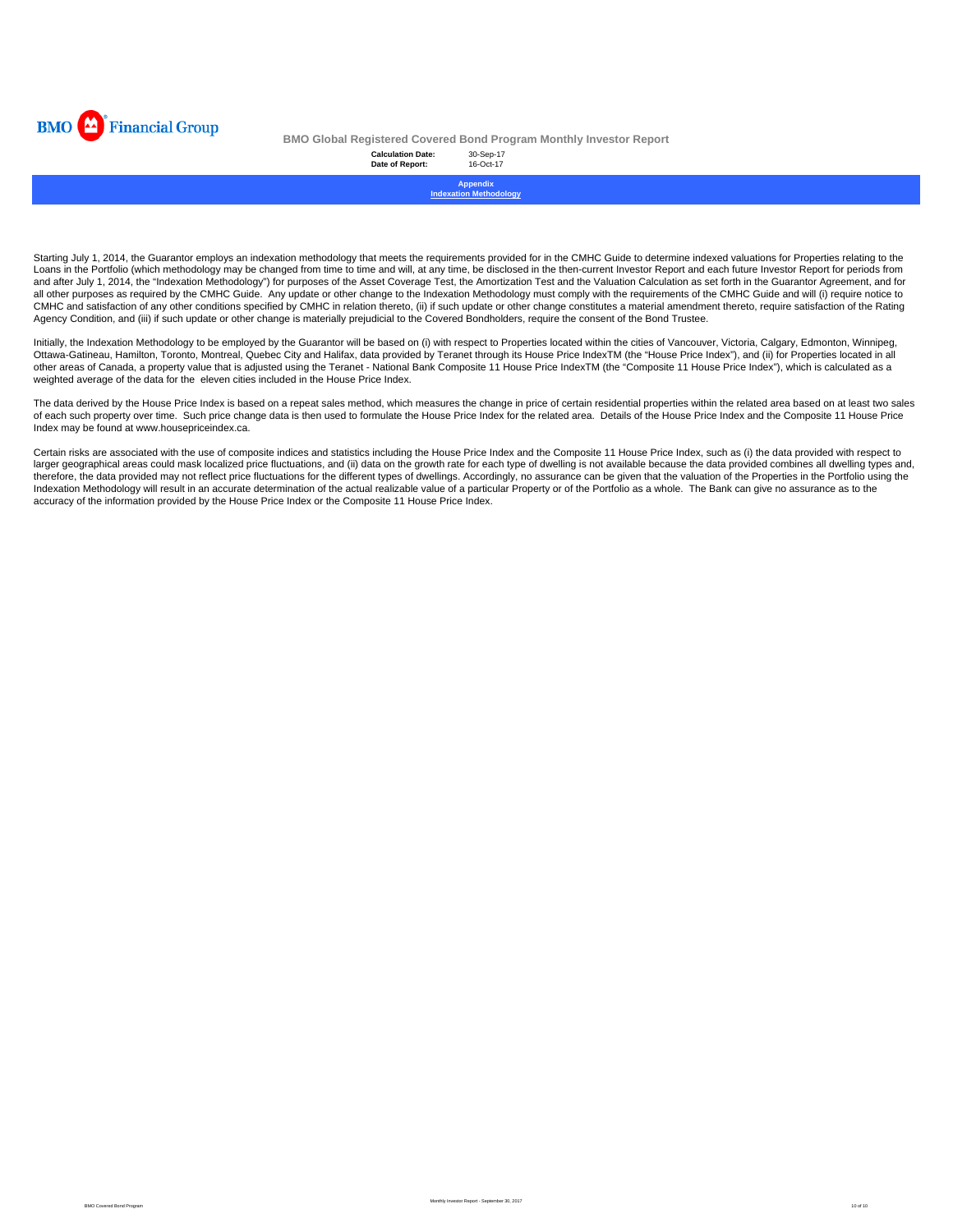BMO Financial Group

**BMO Global Registered Covered Bond Program Monthly Investor Report**

**Calculation Date:** 30-Sep-17
**Date of Report:** 16-Oct-17

## Appendix
## Indexation Methodology

Starting July 1, 2014, the Guarantor employs an indexation methodology that meets the requirements provided for in the CMHC Guide to determine indexed valuations for Properties relating to the Loans in the Portfolio (which methodology may be changed from time to time and will, at any time, be disclosed in the then-current Investor Report and each future Investor Report for periods from and after July 1, 2014, the "Indexation Methodology") for purposes of the Asset Coverage Test, the Amortization Test and the Valuation Calculation as set forth in the Guarantor Agreement, and for all other purposes as required by the CMHC Guide. Any update or other change to the Indexation Methodology must comply with the requirements of the CMHC Guide and will (i) require notice to CMHC and satisfaction of any other conditions specified by CMHC in relation thereto, (ii) if such update or other change constitutes a material amendment thereto, require satisfaction of the Rating Agency Condition, and (iii) if such update or other change is materially prejudicial to the Covered Bondholders, require the consent of the Bond Trustee.

Initially, the Indexation Methodology to be employed by the Guarantor will be based on (i) with respect to Properties located within the cities of Vancouver, Victoria, Calgary, Edmonton, Winnipeg, Ottawa-Gatineau, Hamilton, Toronto, Montreal, Quebec City and Halifax, data provided by Teranet through its House Price IndexTM (the "House Price Index"), and (ii) for Properties located in all other areas of Canada, a property value that is adjusted using the Teranet - National Bank Composite 11 House Price IndexTM (the "Composite 11 House Price Index"), which is calculated as a weighted average of the data for the eleven cities included in the House Price Index.

The data derived by the House Price Index is based on a repeat sales method, which measures the change in price of certain residential properties within the related area based on at least two sales of each such property over time. Such price change data is then used to formulate the House Price Index for the related area. Details of the House Price Index and the Composite 11 House Price Index may be found at www.housepriceindex.ca.

Certain risks are associated with the use of composite indices and statistics including the House Price Index and the Composite 11 House Price Index, such as (i) the data provided with respect to larger geographical areas could mask localized price fluctuations, and (ii) data on the growth rate for each type of dwelling is not available because the data provided combines all dwelling types and, therefore, the data provided may not reflect price fluctuations for the different types of dwellings. Accordingly, no assurance can be given that the valuation of the Properties in the Portfolio using the Indexation Methodology will result in an accurate determination of the actual realizable value of a particular Property or of the Portfolio as a whole. The Bank can give no assurance as to the accuracy of the information provided by the House Price Index or the Composite 11 House Price Index.